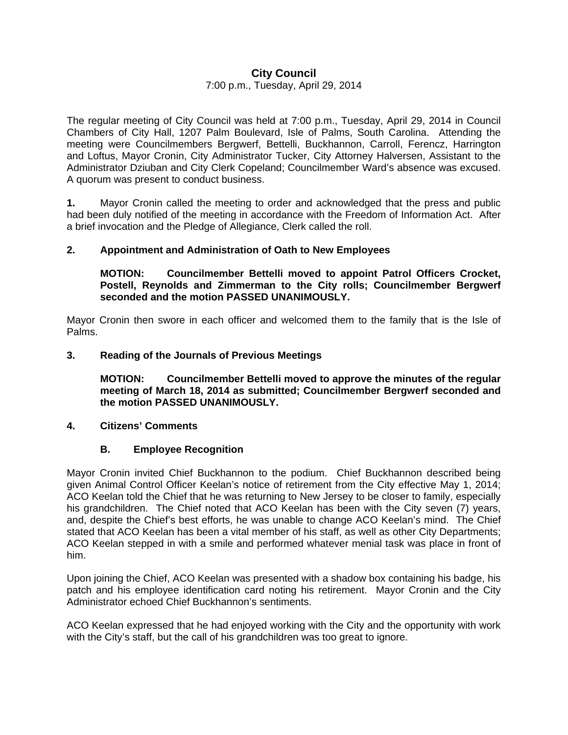# City Council

7:00 p.m., Tuesday, April 29, 2014

The regular meeting of City Council was held at 7:00 p.m., Tuesday, April 29, 2014 in Council Chambers of City Hall, 1207 Palm Boulevard, Isle of Palms, South Carolina. Attending the meeting were Councilmembers Bergwerf, Bettelli, Buckhannon, Carroll, Ferencz, Harrington and Loftus, Mayor Cronin, City Administrator Tucker, City Attorney Halversen, Assistant to the Administrator Dziuban and City Clerk Copeland; Councilmember Ward's absence was excused. A quorum was present to conduct business.

**1.** Mayor Cronin called the meeting to order and acknowledged that the press and public had been duly notified of the meeting in accordance with the Freedom of Information Act. After a brief invocation and the Pledge of Allegiance, Clerk called the roll.

**2. Appointment and Administration of Oath to New Employees**

**MOTION: Councilmember Bettelli moved to appoint Patrol Officers Crocket, Postell, Reynolds and Zimmerman to the City rolls; Councilmember Bergwerf seconded and the motion PASSED UNANIMOUSLY.**

Mayor Cronin then swore in each officer and welcomed them to the family that is the Isle of Palms.

**3. Reading of the Journals of Previous Meetings**

**MOTION: Councilmember Bettelli moved to approve the minutes of the regular meeting of March 18, 2014 as submitted; Councilmember Bergwerf seconded and the motion PASSED UNANIMOUSLY.**

**4. Citizens' Comments**

**B. Employee Recognition**

Mayor Cronin invited Chief Buckhannon to the podium. Chief Buckhannon described being given Animal Control Officer Keelan's notice of retirement from the City effective May 1, 2014; ACO Keelan told the Chief that he was returning to New Jersey to be closer to family, especially his grandchildren. The Chief noted that ACO Keelan has been with the City seven (7) years, and, despite the Chief's best efforts, he was unable to change ACO Keelan's mind. The Chief stated that ACO Keelan has been a vital member of his staff, as well as other City Departments; ACO Keelan stepped in with a smile and performed whatever menial task was place in front of him.

Upon joining the Chief, ACO Keelan was presented with a shadow box containing his badge, his patch and his employee identification card noting his retirement. Mayor Cronin and the City Administrator echoed Chief Buckhannon's sentiments.

ACO Keelan expressed that he had enjoyed working with the City and the opportunity with work with the City's staff, but the call of his grandchildren was too great to ignore.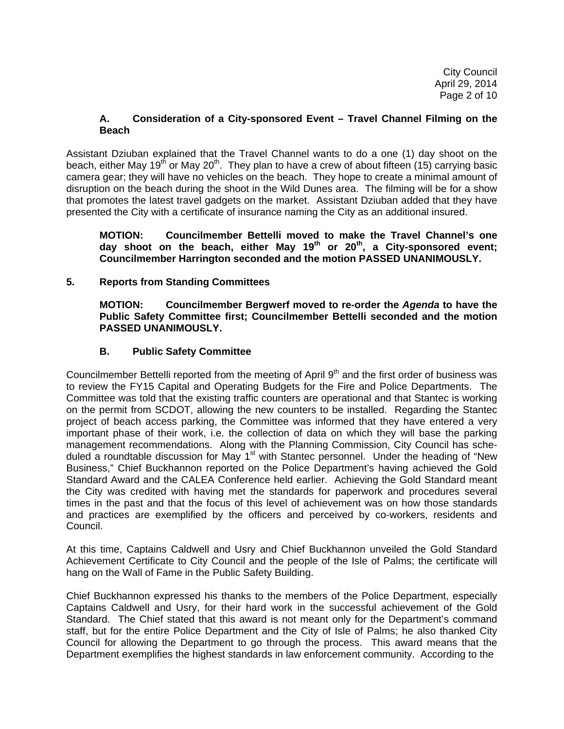### A. Consideration of a City-sponsored Event – Travel Channel Filming on the Beach

Assistant Dziuban explained that the Travel Channel wants to do a one (1) day shoot on the beach, either May 19th or May 20th. They plan to have a crew of about fifteen (15) carrying basic camera gear; they will have no vehicles on the beach. They hope to create a minimal amount of disruption on the beach during the shoot in the Wild Dunes area. The filming will be for a show that promotes the latest travel gadgets on the market. Assistant Dziuban added that they have presented the City with a certificate of insurance naming the City as an additional insured.

**MOTION: Councilmember Bettelli moved to make the Travel Channel's one day shoot on the beach, either May 19th or 20th, a City-sponsored event; Councilmember Harrington seconded and the motion PASSED UNANIMOUSLY.**

## 5. Reports from Standing Committees

**MOTION: Councilmember Bergwerf moved to re-order the *Agenda* to have the Public Safety Committee first; Councilmember Bettelli seconded and the motion PASSED UNANIMOUSLY.**

### B. Public Safety Committee

Councilmember Bettelli reported from the meeting of April 9th and the first order of business was to review the FY15 Capital and Operating Budgets for the Fire and Police Departments. The Committee was told that the existing traffic counters are operational and that Stantec is working on the permit from SCDOT, allowing the new counters to be installed. Regarding the Stantec project of beach access parking, the Committee was informed that they have entered a very important phase of their work, i.e. the collection of data on which they will base the parking management recommendations. Along with the Planning Commission, City Council has scheduled a roundtable discussion for May 1st with Stantec personnel. Under the heading of "New Business," Chief Buckhannon reported on the Police Department's having achieved the Gold Standard Award and the CALEA Conference held earlier. Achieving the Gold Standard meant the City was credited with having met the standards for paperwork and procedures several times in the past and that the focus of this level of achievement was on how those standards and practices are exemplified by the officers and perceived by co-workers, residents and Council.

At this time, Captains Caldwell and Usry and Chief Buckhannon unveiled the Gold Standard Achievement Certificate to City Council and the people of the Isle of Palms; the certificate will hang on the Wall of Fame in the Public Safety Building.

Chief Buckhannon expressed his thanks to the members of the Police Department, especially Captains Caldwell and Usry, for their hard work in the successful achievement of the Gold Standard. The Chief stated that this award is not meant only for the Department's command staff, but for the entire Police Department and the City of Isle of Palms; he also thanked City Council for allowing the Department to go through the process. This award means that the Department exemplifies the highest standards in law enforcement community. According to the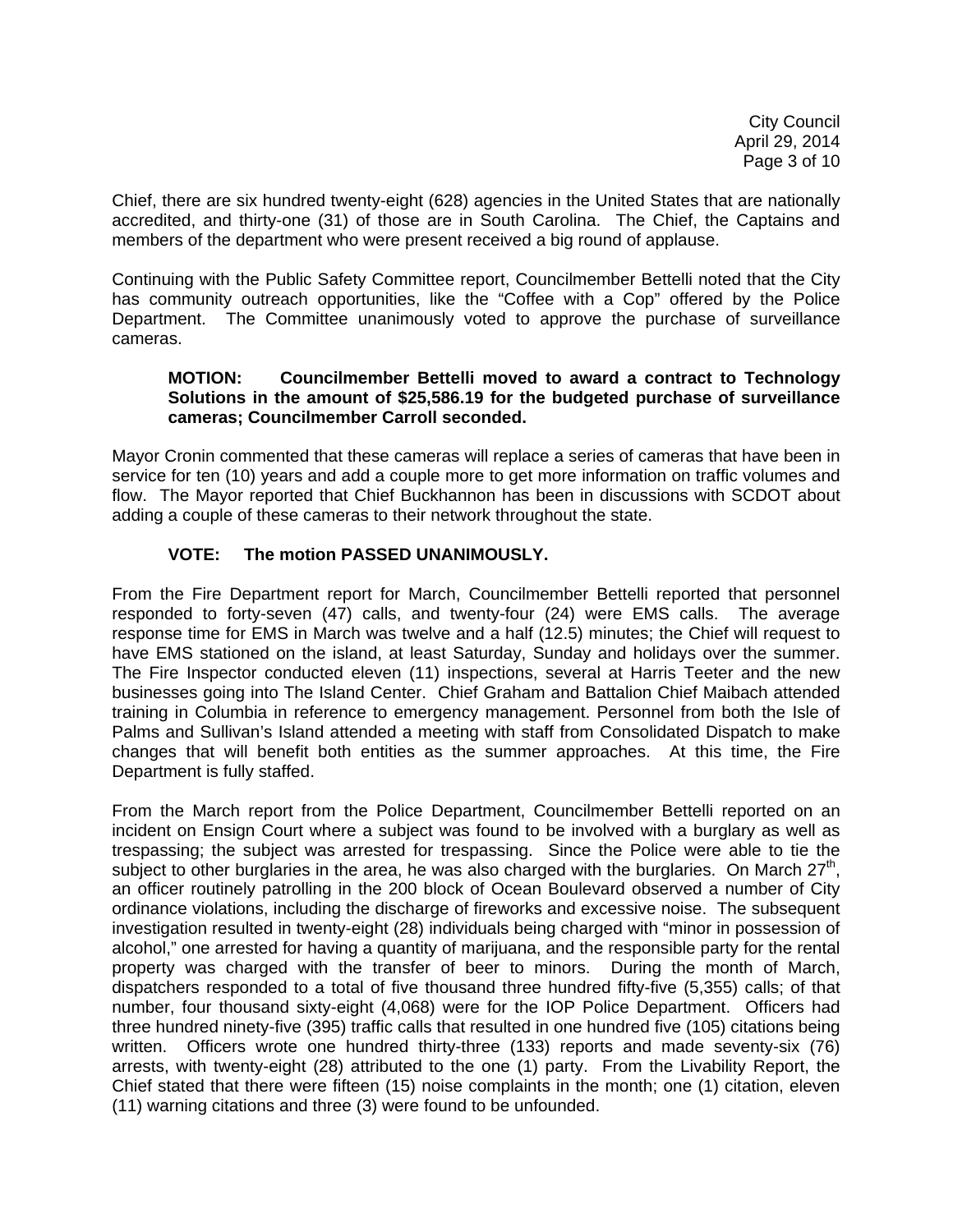Chief, there are six hundred twenty-eight (628) agencies in the United States that are nationally accredited, and thirty-one (31) of those are in South Carolina. The Chief, the Captains and members of the department who were present received a big round of applause.

Continuing with the Public Safety Committee report, Councilmember Bettelli noted that the City has community outreach opportunities, like the "Coffee with a Cop" offered by the Police Department. The Committee unanimously voted to approve the purchase of surveillance cameras.

> **MOTION: Councilmember Bettelli moved to award a contract to Technology Solutions in the amount of $25,586.19 for the budgeted purchase of surveillance cameras; Councilmember Carroll seconded.**

Mayor Cronin commented that these cameras will replace a series of cameras that have been in service for ten (10) years and add a couple more to get more information on traffic volumes and flow. The Mayor reported that Chief Buckhannon has been in discussions with SCDOT about adding a couple of these cameras to their network throughout the state.

> **VOTE: The motion PASSED UNANIMOUSLY.**

From the Fire Department report for March, Councilmember Bettelli reported that personnel responded to forty-seven (47) calls, and twenty-four (24) were EMS calls. The average response time for EMS in March was twelve and a half (12.5) minutes; the Chief will request to have EMS stationed on the island, at least Saturday, Sunday and holidays over the summer. The Fire Inspector conducted eleven (11) inspections, several at Harris Teeter and the new businesses going into The Island Center. Chief Graham and Battalion Chief Maibach attended training in Columbia in reference to emergency management. Personnel from both the Isle of Palms and Sullivan's Island attended a meeting with staff from Consolidated Dispatch to make changes that will benefit both entities as the summer approaches. At this time, the Fire Department is fully staffed.

From the March report from the Police Department, Councilmember Bettelli reported on an incident on Ensign Court where a subject was found to be involved with a burglary as well as trespassing; the subject was arrested for trespassing. Since the Police were able to tie the subject to other burglaries in the area, he was also charged with the burglaries. On March 27th, an officer routinely patrolling in the 200 block of Ocean Boulevard observed a number of City ordinance violations, including the discharge of fireworks and excessive noise. The subsequent investigation resulted in twenty-eight (28) individuals being charged with "minor in possession of alcohol," one arrested for having a quantity of marijuana, and the responsible party for the rental property was charged with the transfer of beer to minors. During the month of March, dispatchers responded to a total of five thousand three hundred fifty-five (5,355) calls; of that number, four thousand sixty-eight (4,068) were for the IOP Police Department. Officers had three hundred ninety-five (395) traffic calls that resulted in one hundred five (105) citations being written. Officers wrote one hundred thirty-three (133) reports and made seventy-six (76) arrests, with twenty-eight (28) attributed to the one (1) party. From the Livability Report, the Chief stated that there were fifteen (15) noise complaints in the month; one (1) citation, eleven (11) warning citations and three (3) were found to be unfounded.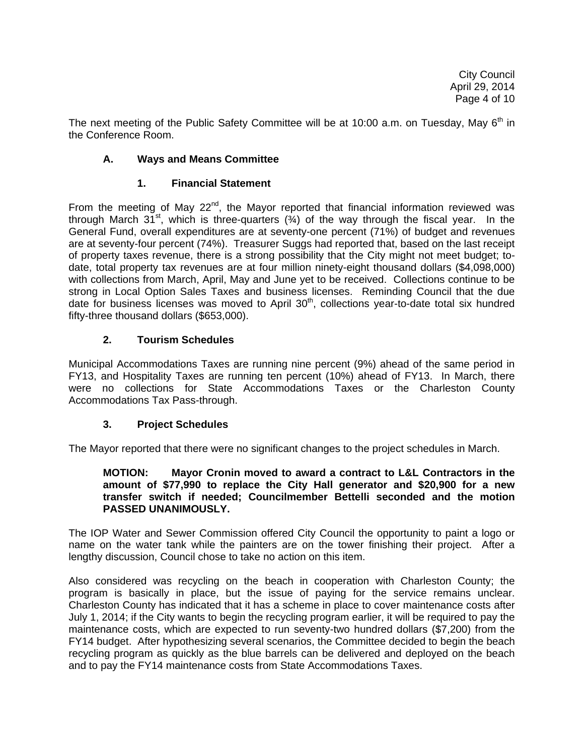The next meeting of the Public Safety Committee will be at 10:00 a.m. on Tuesday, May 6th in the Conference Room.

### A. Ways and Means Committee

#### 1. Financial Statement

From the meeting of May 22nd, the Mayor reported that financial information reviewed was through March 31st, which is three-quarters (¾) of the way through the fiscal year. In the General Fund, overall expenditures are at seventy-one percent (71%) of budget and revenues are at seventy-four percent (74%). Treasurer Suggs had reported that, based on the last receipt of property taxes revenue, there is a strong possibility that the City might not meet budget; to-date, total property tax revenues are at four million ninety-eight thousand dollars ($4,098,000) with collections from March, April, May and June yet to be received. Collections continue to be strong in Local Option Sales Taxes and business licenses. Reminding Council that the due date for business licenses was moved to April 30th, collections year-to-date total six hundred fifty-three thousand dollars ($653,000).

#### 2. Tourism Schedules

Municipal Accommodations Taxes are running nine percent (9%) ahead of the same period in FY13, and Hospitality Taxes are running ten percent (10%) ahead of FY13. In March, there were no collections for State Accommodations Taxes or the Charleston County Accommodations Tax Pass-through.

#### 3. Project Schedules

The Mayor reported that there were no significant changes to the project schedules in March.

> **MOTION: Mayor Cronin moved to award a contract to L&L Contractors in the amount of $77,990 to replace the City Hall generator and $20,900 for a new transfer switch if needed; Councilmember Bettelli seconded and the motion PASSED UNANIMOUSLY.**

The IOP Water and Sewer Commission offered City Council the opportunity to paint a logo or name on the water tank while the painters are on the tower finishing their project. After a lengthy discussion, Council chose to take no action on this item.

Also considered was recycling on the beach in cooperation with Charleston County; the program is basically in place, but the issue of paying for the service remains unclear. Charleston County has indicated that it has a scheme in place to cover maintenance costs after July 1, 2014; if the City wants to begin the recycling program earlier, it will be required to pay the maintenance costs, which are expected to run seventy-two hundred dollars ($7,200) from the FY14 budget. After hypothesizing several scenarios, the Committee decided to begin the beach recycling program as quickly as the blue barrels can be delivered and deployed on the beach and to pay the FY14 maintenance costs from State Accommodations Taxes.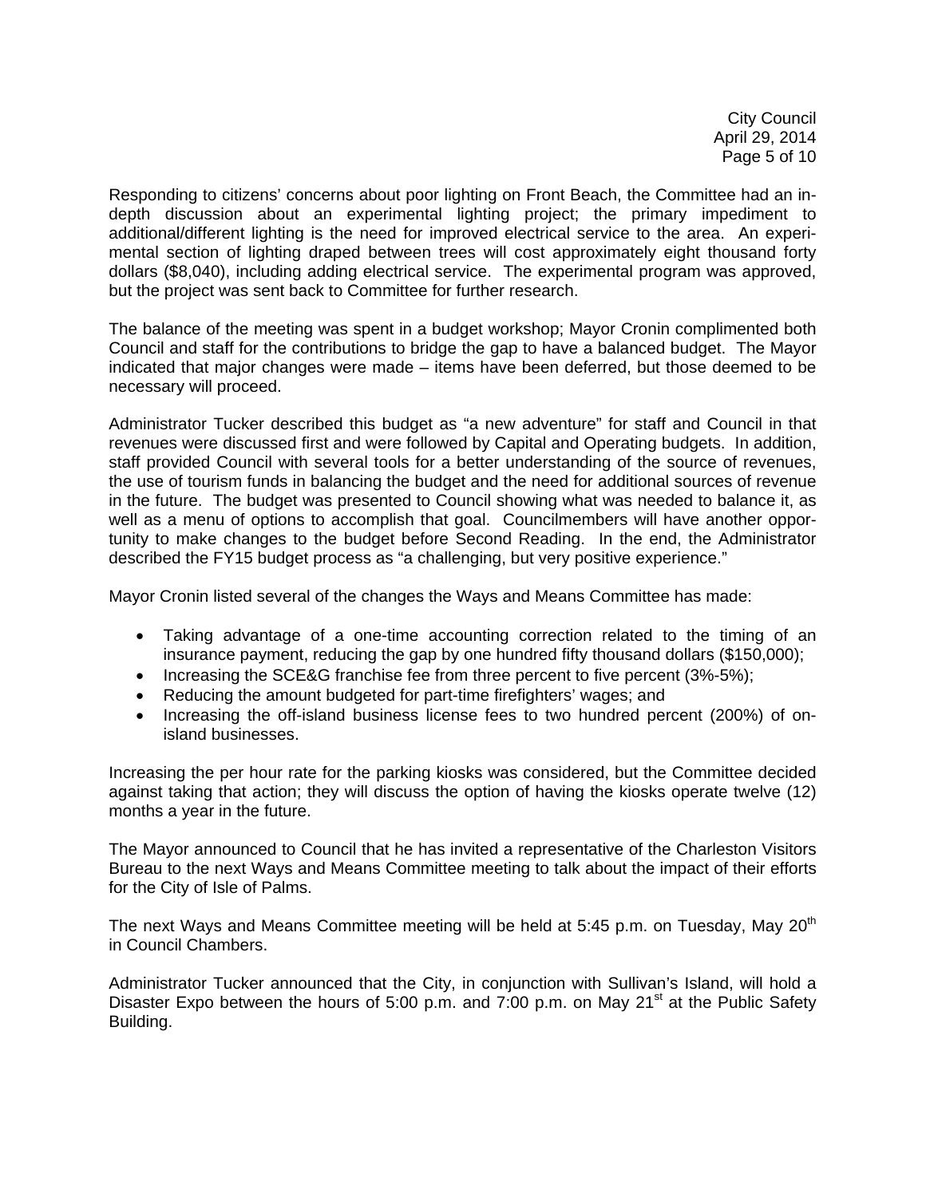Responding to citizens' concerns about poor lighting on Front Beach, the Committee had an in-depth discussion about an experimental lighting project; the primary impediment to additional/different lighting is the need for improved electrical service to the area. An experimental section of lighting draped between trees will cost approximately eight thousand forty dollars ($8,040), including adding electrical service. The experimental program was approved, but the project was sent back to Committee for further research.

The balance of the meeting was spent in a budget workshop; Mayor Cronin complimented both Council and staff for the contributions to bridge the gap to have a balanced budget. The Mayor indicated that major changes were made – items have been deferred, but those deemed to be necessary will proceed.

Administrator Tucker described this budget as "a new adventure" for staff and Council in that revenues were discussed first and were followed by Capital and Operating budgets. In addition, staff provided Council with several tools for a better understanding of the source of revenues, the use of tourism funds in balancing the budget and the need for additional sources of revenue in the future. The budget was presented to Council showing what was needed to balance it, as well as a menu of options to accomplish that goal. Councilmembers will have another opportunity to make changes to the budget before Second Reading. In the end, the Administrator described the FY15 budget process as "a challenging, but very positive experience."

Mayor Cronin listed several of the changes the Ways and Means Committee has made:

- Taking advantage of a one-time accounting correction related to the timing of an insurance payment, reducing the gap by one hundred fifty thousand dollars ($150,000);
- Increasing the SCE&G franchise fee from three percent to five percent (3%-5%);
- Reducing the amount budgeted for part-time firefighters' wages; and
- Increasing the off-island business license fees to two hundred percent (200%) of on-island businesses.

Increasing the per hour rate for the parking kiosks was considered, but the Committee decided against taking that action; they will discuss the option of having the kiosks operate twelve (12) months a year in the future.

The Mayor announced to Council that he has invited a representative of the Charleston Visitors Bureau to the next Ways and Means Committee meeting to talk about the impact of their efforts for the City of Isle of Palms.

The next Ways and Means Committee meeting will be held at 5:45 p.m. on Tuesday, May 20th in Council Chambers.

Administrator Tucker announced that the City, in conjunction with Sullivan's Island, will hold a Disaster Expo between the hours of 5:00 p.m. and 7:00 p.m. on May 21st at the Public Safety Building.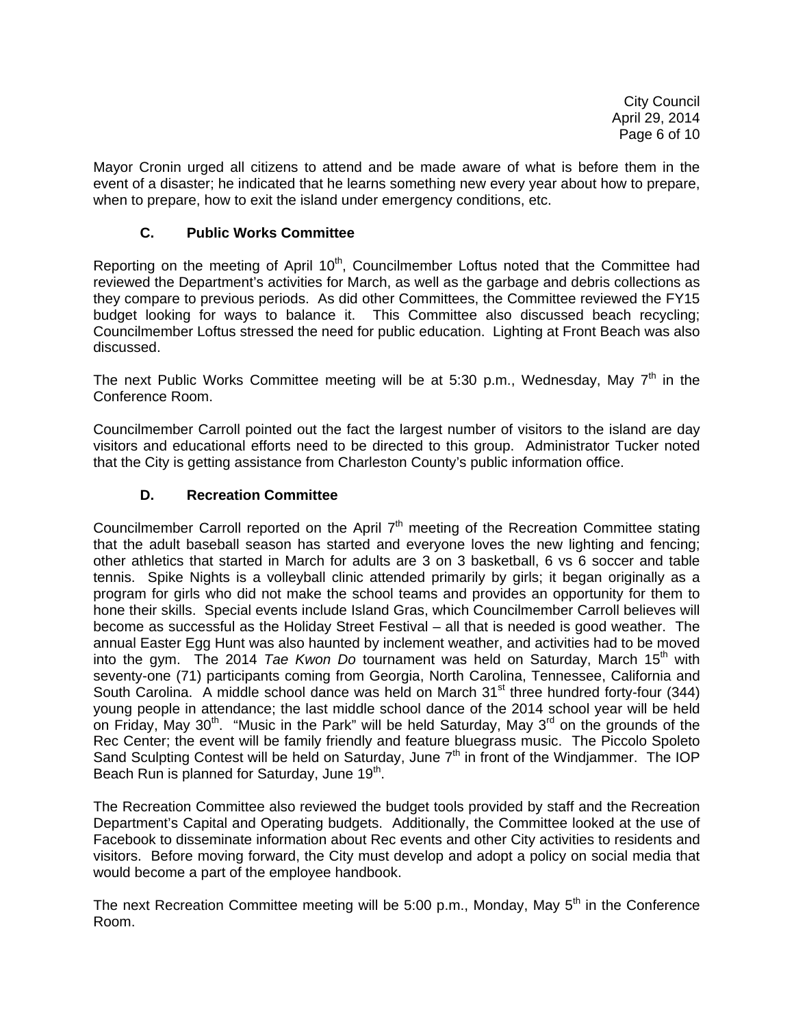Mayor Cronin urged all citizens to attend and be made aware of what is before them in the event of a disaster; he indicated that he learns something new every year about how to prepare, when to prepare, how to exit the island under emergency conditions, etc.

### C. Public Works Committee

Reporting on the meeting of April 10th, Councilmember Loftus noted that the Committee had reviewed the Department's activities for March, as well as the garbage and debris collections as they compare to previous periods. As did other Committees, the Committee reviewed the FY15 budget looking for ways to balance it. This Committee also discussed beach recycling; Councilmember Loftus stressed the need for public education. Lighting at Front Beach was also discussed.

The next Public Works Committee meeting will be at 5:30 p.m., Wednesday, May 7th in the Conference Room.

Councilmember Carroll pointed out the fact the largest number of visitors to the island are day visitors and educational efforts need to be directed to this group. Administrator Tucker noted that the City is getting assistance from Charleston County's public information office.

### D. Recreation Committee

Councilmember Carroll reported on the April 7th meeting of the Recreation Committee stating that the adult baseball season has started and everyone loves the new lighting and fencing; other athletics that started in March for adults are 3 on 3 basketball, 6 vs 6 soccer and table tennis. Spike Nights is a volleyball clinic attended primarily by girls; it began originally as a program for girls who did not make the school teams and provides an opportunity for them to hone their skills. Special events include Island Gras, which Councilmember Carroll believes will become as successful as the Holiday Street Festival – all that is needed is good weather. The annual Easter Egg Hunt was also haunted by inclement weather, and activities had to be moved into the gym. The 2014 *Tae Kwon Do* tournament was held on Saturday, March 15th with seventy-one (71) participants coming from Georgia, North Carolina, Tennessee, California and South Carolina. A middle school dance was held on March 31st three hundred forty-four (344) young people in attendance; the last middle school dance of the 2014 school year will be held on Friday, May 30th. "Music in the Park" will be held Saturday, May 3rd on the grounds of the Rec Center; the event will be family friendly and feature bluegrass music. The Piccolo Spoleto Sand Sculpting Contest will be held on Saturday, June 7th in front of the Windjammer. The IOP Beach Run is planned for Saturday, June 19th.

The Recreation Committee also reviewed the budget tools provided by staff and the Recreation Department's Capital and Operating budgets. Additionally, the Committee looked at the use of Facebook to disseminate information about Rec events and other City activities to residents and visitors. Before moving forward, the City must develop and adopt a policy on social media that would become a part of the employee handbook.

The next Recreation Committee meeting will be 5:00 p.m., Monday, May 5th in the Conference Room.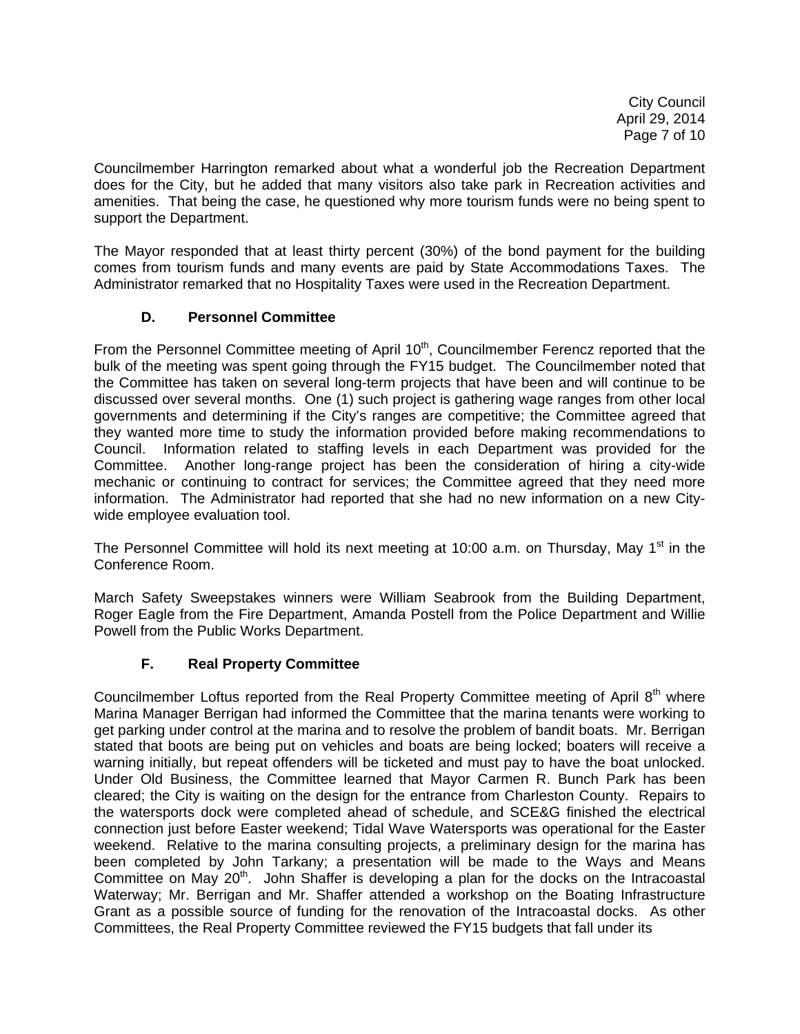Councilmember Harrington remarked about what a wonderful job the Recreation Department does for the City, but he added that many visitors also take park in Recreation activities and amenities. That being the case, he questioned why more tourism funds were no being spent to support the Department.

The Mayor responded that at least thirty percent (30%) of the bond payment for the building comes from tourism funds and many events are paid by State Accommodations Taxes. The Administrator remarked that no Hospitality Taxes were used in the Recreation Department.

### D. Personnel Committee

From the Personnel Committee meeting of April 10th, Councilmember Ferencz reported that the bulk of the meeting was spent going through the FY15 budget. The Councilmember noted that the Committee has taken on several long-term projects that have been and will continue to be discussed over several months. One (1) such project is gathering wage ranges from other local governments and determining if the City's ranges are competitive; the Committee agreed that they wanted more time to study the information provided before making recommendations to Council. Information related to staffing levels in each Department was provided for the Committee. Another long-range project has been the consideration of hiring a city-wide mechanic or continuing to contract for services; the Committee agreed that they need more information. The Administrator had reported that she had no new information on a new City-wide employee evaluation tool.

The Personnel Committee will hold its next meeting at 10:00 a.m. on Thursday, May 1st in the Conference Room.

March Safety Sweepstakes winners were William Seabrook from the Building Department, Roger Eagle from the Fire Department, Amanda Postell from the Police Department and Willie Powell from the Public Works Department.

### F. Real Property Committee

Councilmember Loftus reported from the Real Property Committee meeting of April 8th where Marina Manager Berrigan had informed the Committee that the marina tenants were working to get parking under control at the marina and to resolve the problem of bandit boats. Mr. Berrigan stated that boots are being put on vehicles and boats are being locked; boaters will receive a warning initially, but repeat offenders will be ticketed and must pay to have the boat unlocked. Under Old Business, the Committee learned that Mayor Carmen R. Bunch Park has been cleared; the City is waiting on the design for the entrance from Charleston County. Repairs to the watersports dock were completed ahead of schedule, and SCE&G finished the electrical connection just before Easter weekend; Tidal Wave Watersports was operational for the Easter weekend. Relative to the marina consulting projects, a preliminary design for the marina has been completed by John Tarkany; a presentation will be made to the Ways and Means Committee on May 20th. John Shaffer is developing a plan for the docks on the Intracoastal Waterway; Mr. Berrigan and Mr. Shaffer attended a workshop on the Boating Infrastructure Grant as a possible source of funding for the renovation of the Intracoastal docks. As other Committees, the Real Property Committee reviewed the FY15 budgets that fall under its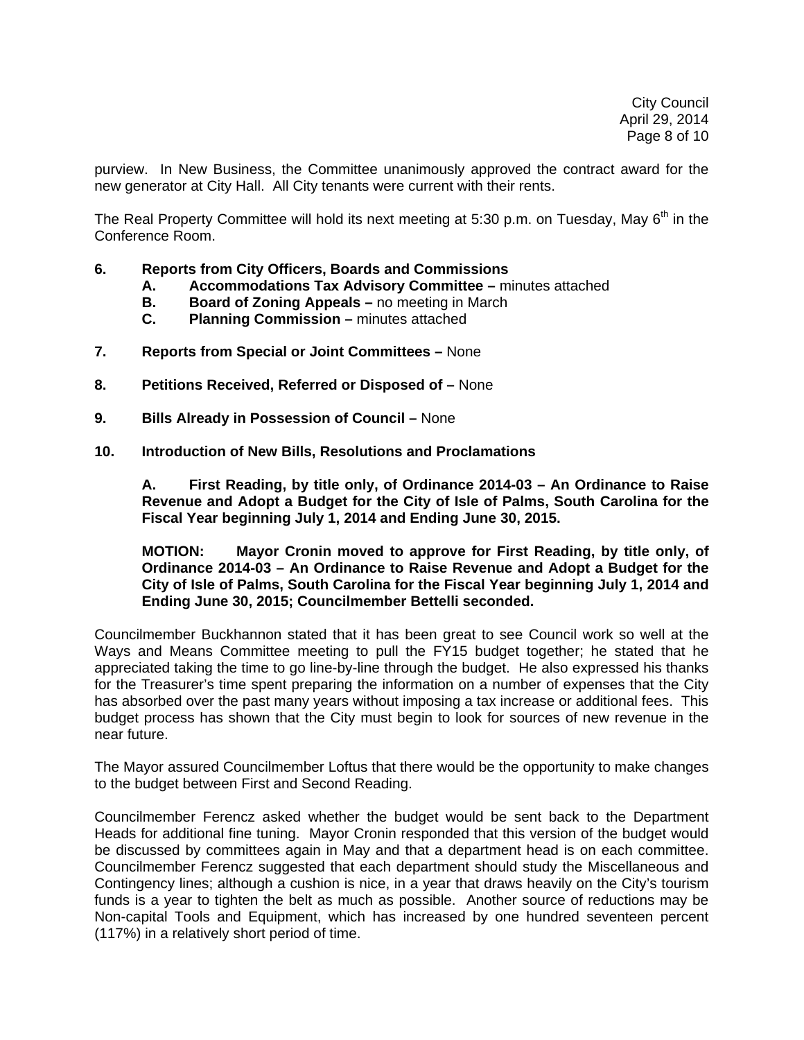purview. In New Business, the Committee unanimously approved the contract award for the new generator at City Hall. All City tenants were current with their rents.

The Real Property Committee will hold its next meeting at 5:30 p.m. on Tuesday, May 6th in the Conference Room.

**6. Reports from City Officers, Boards and Commissions**

- **A. Accommodations Tax Advisory Committee –** minutes attached
- **B. Board of Zoning Appeals –** no meeting in March
- **C. Planning Commission –** minutes attached

**7. Reports from Special or Joint Committees –** None

**8. Petitions Received, Referred or Disposed of –** None

**9. Bills Already in Possession of Council –** None

**10. Introduction of New Bills, Resolutions and Proclamations**

**A. First Reading, by title only, of Ordinance 2014-03 – An Ordinance to Raise Revenue and Adopt a Budget for the City of Isle of Palms, South Carolina for the Fiscal Year beginning July 1, 2014 and Ending June 30, 2015.**

**MOTION: Mayor Cronin moved to approve for First Reading, by title only, of Ordinance 2014-03 – An Ordinance to Raise Revenue and Adopt a Budget for the City of Isle of Palms, South Carolina for the Fiscal Year beginning July 1, 2014 and Ending June 30, 2015; Councilmember Bettelli seconded.**

Councilmember Buckhannon stated that it has been great to see Council work so well at the Ways and Means Committee meeting to pull the FY15 budget together; he stated that he appreciated taking the time to go line-by-line through the budget. He also expressed his thanks for the Treasurer's time spent preparing the information on a number of expenses that the City has absorbed over the past many years without imposing a tax increase or additional fees. This budget process has shown that the City must begin to look for sources of new revenue in the near future.

The Mayor assured Councilmember Loftus that there would be the opportunity to make changes to the budget between First and Second Reading.

Councilmember Ferencz asked whether the budget would be sent back to the Department Heads for additional fine tuning. Mayor Cronin responded that this version of the budget would be discussed by committees again in May and that a department head is on each committee. Councilmember Ferencz suggested that each department should study the Miscellaneous and Contingency lines; although a cushion is nice, in a year that draws heavily on the City's tourism funds is a year to tighten the belt as much as possible. Another source of reductions may be Non-capital Tools and Equipment, which has increased by one hundred seventeen percent (117%) in a relatively short period of time.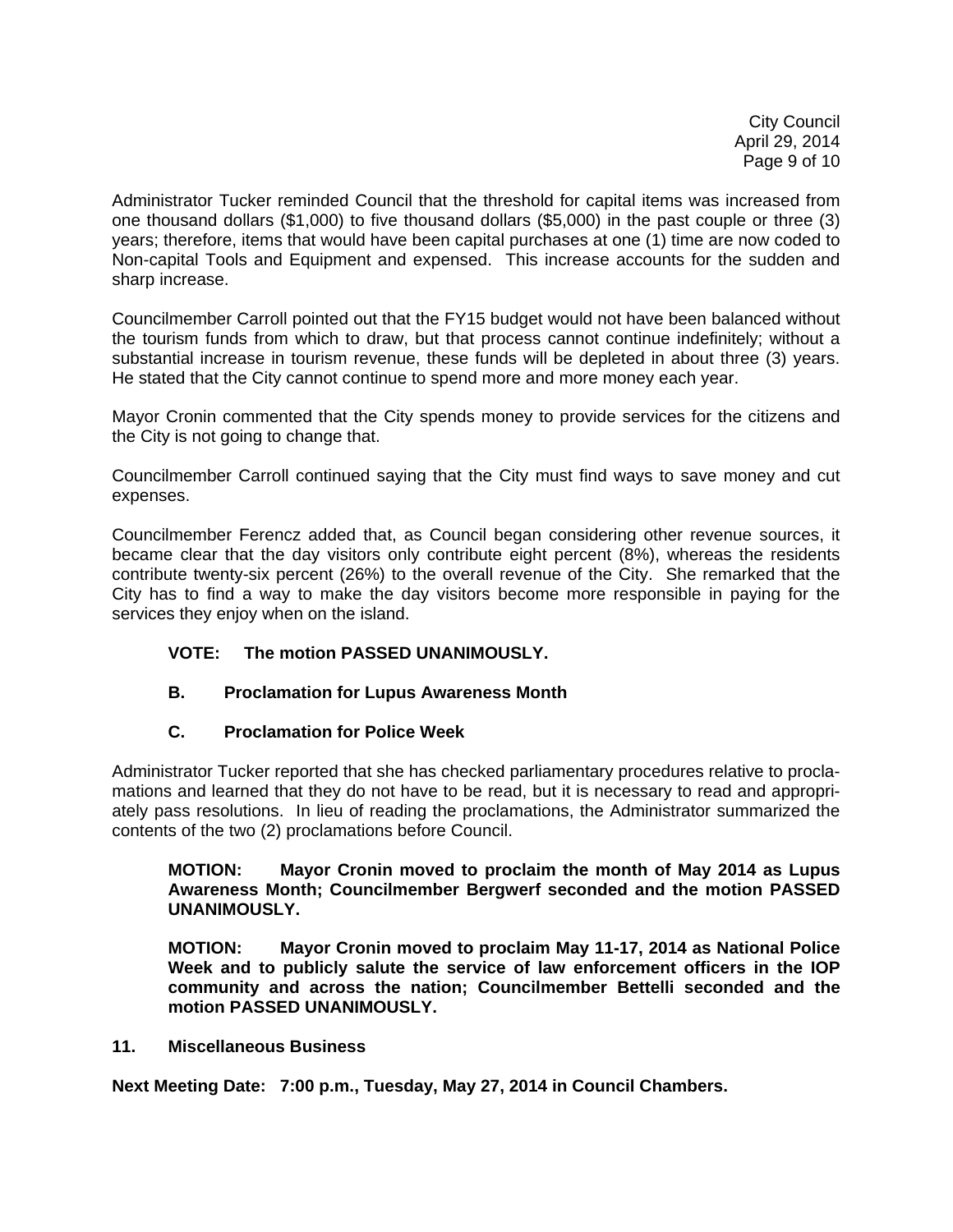Administrator Tucker reminded Council that the threshold for capital items was increased from one thousand dollars ($1,000) to five thousand dollars ($5,000) in the past couple or three (3) years; therefore, items that would have been capital purchases at one (1) time are now coded to Non-capital Tools and Equipment and expensed. This increase accounts for the sudden and sharp increase.

Councilmember Carroll pointed out that the FY15 budget would not have been balanced without the tourism funds from which to draw, but that process cannot continue indefinitely; without a substantial increase in tourism revenue, these funds will be depleted in about three (3) years. He stated that the City cannot continue to spend more and more money each year.

Mayor Cronin commented that the City spends money to provide services for the citizens and the City is not going to change that.

Councilmember Carroll continued saying that the City must find ways to save money and cut expenses.

Councilmember Ferencz added that, as Council began considering other revenue sources, it became clear that the day visitors only contribute eight percent (8%), whereas the residents contribute twenty-six percent (26%) to the overall revenue of the City. She remarked that the City has to find a way to make the day visitors become more responsible in paying for the services they enjoy when on the island.

**VOTE: The motion PASSED UNANIMOUSLY.**

**B. Proclamation for Lupus Awareness Month**

**C. Proclamation for Police Week**

Administrator Tucker reported that she has checked parliamentary procedures relative to proclamations and learned that they do not have to be read, but it is necessary to read and appropriately pass resolutions. In lieu of reading the proclamations, the Administrator summarized the contents of the two (2) proclamations before Council.

**MOTION: Mayor Cronin moved to proclaim the month of May 2014 as Lupus Awareness Month; Councilmember Bergwerf seconded and the motion PASSED UNANIMOUSLY.**

**MOTION: Mayor Cronin moved to proclaim May 11-17, 2014 as National Police Week and to publicly salute the service of law enforcement officers in the IOP community and across the nation; Councilmember Bettelli seconded and the motion PASSED UNANIMOUSLY.**

**11. Miscellaneous Business**

**Next Meeting Date: 7:00 p.m., Tuesday, May 27, 2014 in Council Chambers.**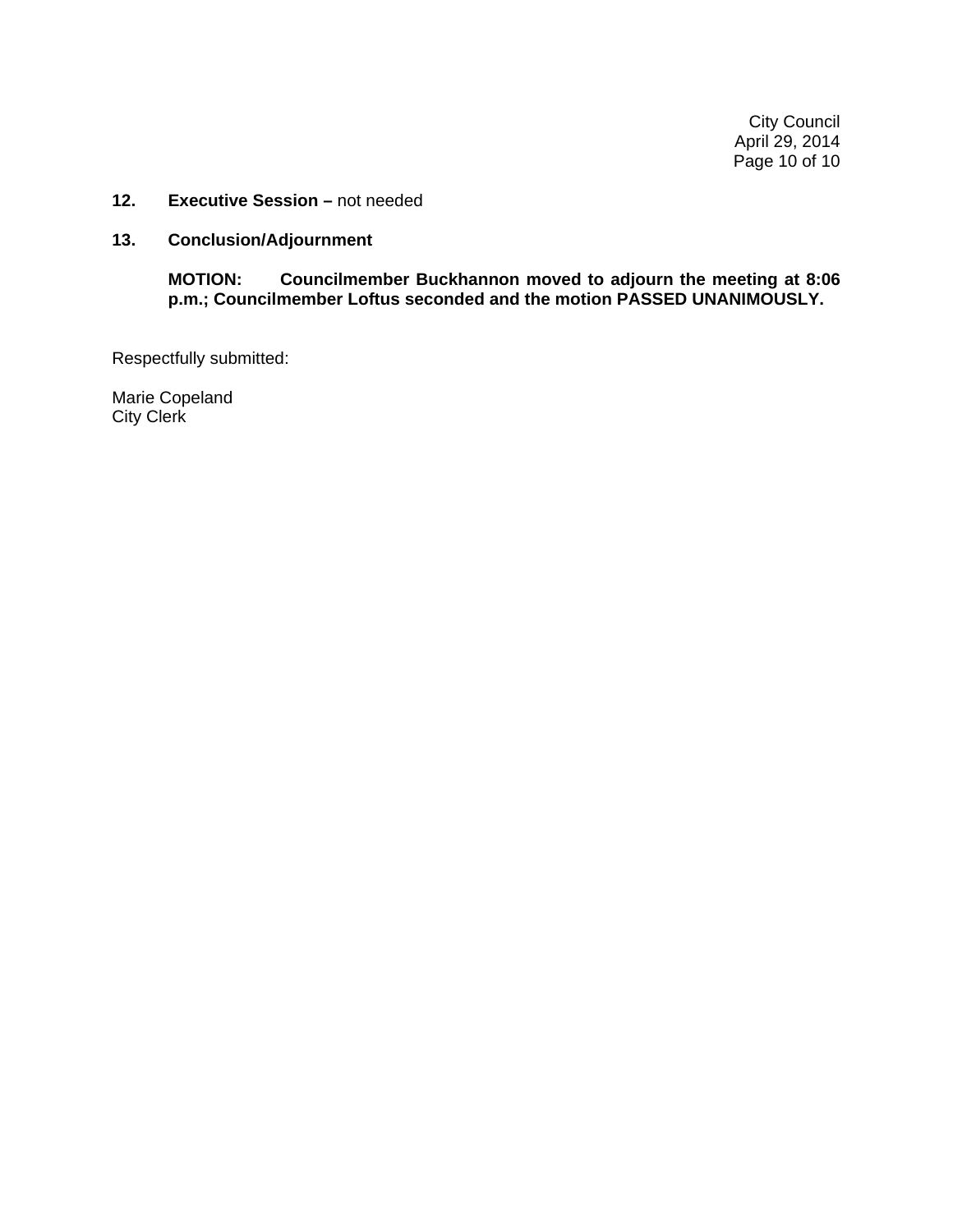**12. Executive Session –** not needed

**13. Conclusion/Adjournment**

**MOTION: Councilmember Buckhannon moved to adjourn the meeting at 8:06 p.m.; Councilmember Loftus seconded and the motion PASSED UNANIMOUSLY.**

Respectfully submitted:

Marie Copeland
City Clerk